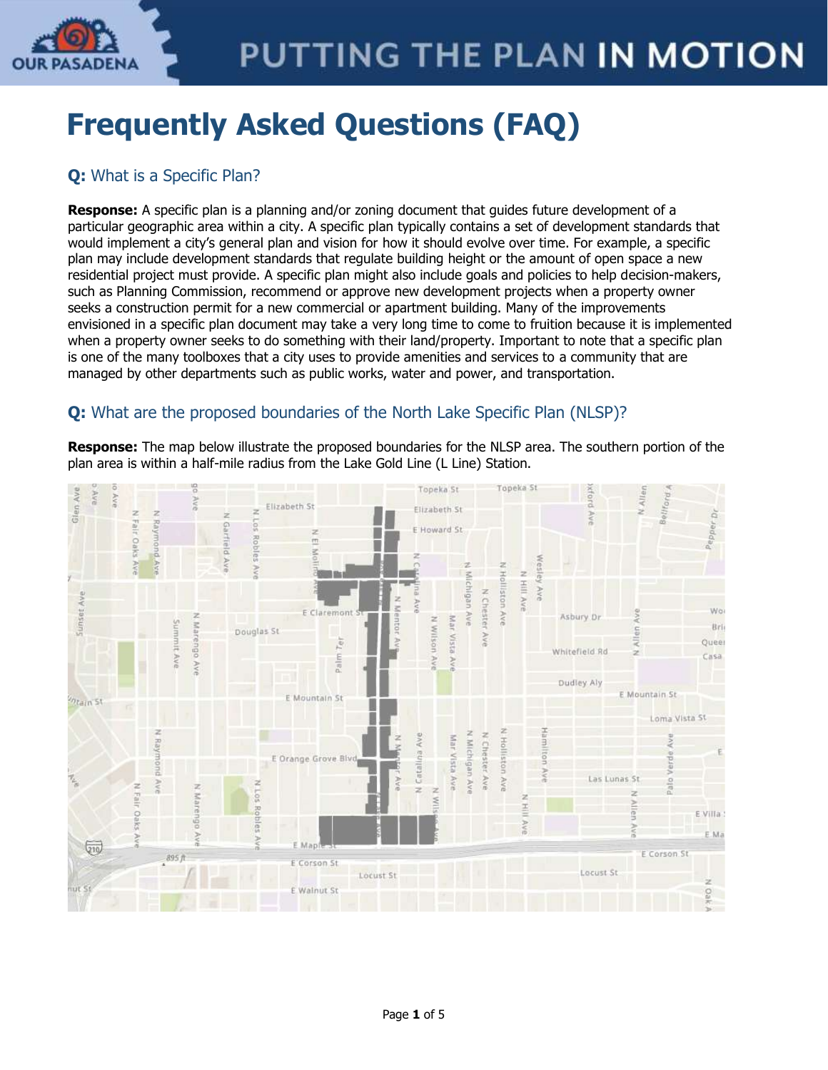# Frequently Asked Questions (FAQ)

## Q: What is a Specific Plan?

**Response:** A specific plan is a planning and/or zoning document that guides future development of a particular geographic area within a city. A specific plan typically contains a set of development standards that would implement a city's general plan and vision for how it should evolve over time. For example, a specific plan may include development standards that regulate building height or the amount of open space a new residential project must provide. A specific plan might also include goals and policies to help decision-makers, such as Planning Commission, recommend or approve new development projects when a property owner seeks a construction permit for a new commercial or apartment building. Many of the improvements envisioned in a specific plan document may take a very long time to come to fruition because it is implemented when a property owner seeks to do something with their land/property. Important to note that a specific plan is one of the many toolboxes that a city uses to provide amenities and services to a community that are managed by other departments such as public works, water and power, and transportation.

## Q: What are the proposed boundaries of the North Lake Specific Plan (NLSP)?

**Response:** The map below illustrate the proposed boundaries for the NLSP area. The southern portion of the plan area is within a half-mile radius from the Lake Gold Line (L Line) Station.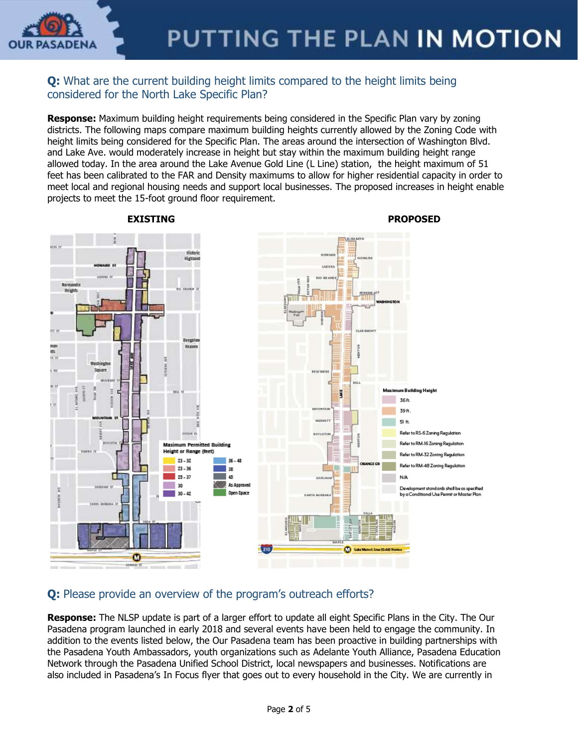## Q: What are the current building height limits compared to the height limits being considered for the North Lake Specific Plan?

**Response:** Maximum building height requirements being considered in the Specific Plan vary by zoning districts. The following maps compare maximum building heights currently allowed by the Zoning Code with height limits being considered for the Specific Plan. The areas around the intersection of Washington Blvd. and Lake Ave. would moderately increase in height but stay within the maximum building height range allowed today. In the area around the Lake Avenue Gold Line (L Line) station, the height maximum of 51 feet has been calibrated to the FAR and Density maximums to allow for higher residential capacity in order to meet local and regional housing needs and support local businesses. The proposed increases in height enable projects to meet the 15-foot ground floor requirement.

**EXISTING**

**Maximum Permitted Building Height or Range (feet)**

- 23 - 32
- 23 - 36
- 23 - 37
- 30
- 30 - 42
- 36 - 48
- 38
- 45
- As Approved
- Open Space

**PROPOSED**

**Maximum Building Height**

- 36 ft.
- 39 ft.
- 51 ft.
- Refer to RS-6 Zoning Regulation
- Refer to RM-16 Zoning Regulation
- Refer to RM-32 Zoning Regulation
- Refer to RM-48 Zoning Regulation
- N/A
- Development standards shall be as specified by a Conditional Use Permit or Master Plan

## Q: Please provide an overview of the program's outreach efforts?

**Response:** The NLSP update is part of a larger effort to update all eight Specific Plans in the City. The Our Pasadena program launched in early 2018 and several events have been held to engage the community. In addition to the events listed below, the Our Pasadena team has been proactive in building partnerships with the Pasadena Youth Ambassadors, youth organizations such as Adelante Youth Alliance, Pasadena Education Network through the Pasadena Unified School District, local newspapers and businesses. Notifications are also included in Pasadena's In Focus flyer that goes out to every household in the City. We are currently in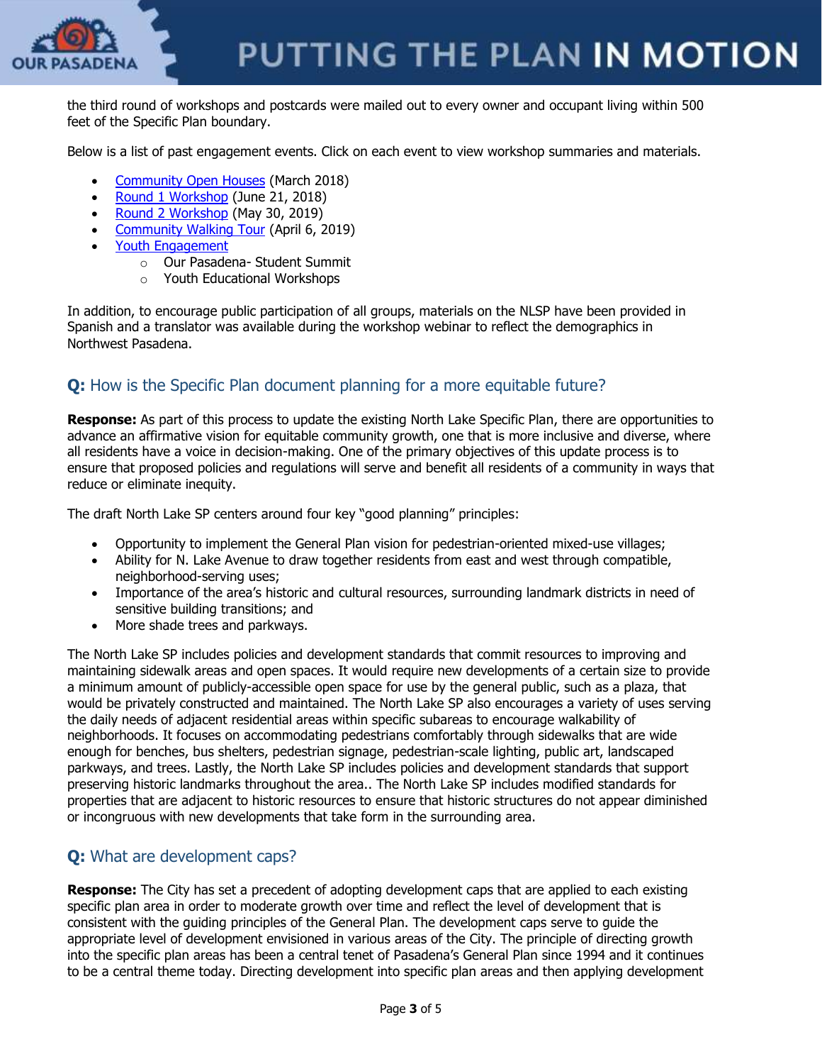the third round of workshops and postcards were mailed out to every owner and occupant living within 500 feet of the Specific Plan boundary.

Below is a list of past engagement events. Click on each event to view workshop summaries and materials.

- Community Open Houses (March 2018)
- Round 1 Workshop (June 21, 2018)
- Round 2 Workshop (May 30, 2019)
- Community Walking Tour (April 6, 2019)
- Youth Engagement
  - Our Pasadena- Student Summit
  - Youth Educational Workshops

In addition, to encourage public participation of all groups, materials on the NLSP have been provided in Spanish and a translator was available during the workshop webinar to reflect the demographics in Northwest Pasadena.

## Q: How is the Specific Plan document planning for a more equitable future?

**Response:** As part of this process to update the existing North Lake Specific Plan, there are opportunities to advance an affirmative vision for equitable community growth, one that is more inclusive and diverse, where all residents have a voice in decision-making. One of the primary objectives of this update process is to ensure that proposed policies and regulations will serve and benefit all residents of a community in ways that reduce or eliminate inequity.

The draft North Lake SP centers around four key "good planning" principles:

- Opportunity to implement the General Plan vision for pedestrian-oriented mixed-use villages;
- Ability for N. Lake Avenue to draw together residents from east and west through compatible, neighborhood-serving uses;
- Importance of the area's historic and cultural resources, surrounding landmark districts in need of sensitive building transitions; and
- More shade trees and parkways.

The North Lake SP includes policies and development standards that commit resources to improving and maintaining sidewalk areas and open spaces. It would require new developments of a certain size to provide a minimum amount of publicly-accessible open space for use by the general public, such as a plaza, that would be privately constructed and maintained. The North Lake SP also encourages a variety of uses serving the daily needs of adjacent residential areas within specific subareas to encourage walkability of neighborhoods. It focuses on accommodating pedestrians comfortably through sidewalks that are wide enough for benches, bus shelters, pedestrian signage, pedestrian-scale lighting, public art, landscaped parkways, and trees. Lastly, the North Lake SP includes policies and development standards that support preserving historic landmarks throughout the area.. The North Lake SP includes modified standards for properties that are adjacent to historic resources to ensure that historic structures do not appear diminished or incongruous with new developments that take form in the surrounding area.

## Q: What are development caps?

**Response:** The City has set a precedent of adopting development caps that are applied to each existing specific plan area in order to moderate growth over time and reflect the level of development that is consistent with the guiding principles of the General Plan. The development caps serve to guide the appropriate level of development envisioned in various areas of the City. The principle of directing growth into the specific plan areas has been a central tenet of Pasadena's General Plan since 1994 and it continues to be a central theme today. Directing development into specific plan areas and then applying development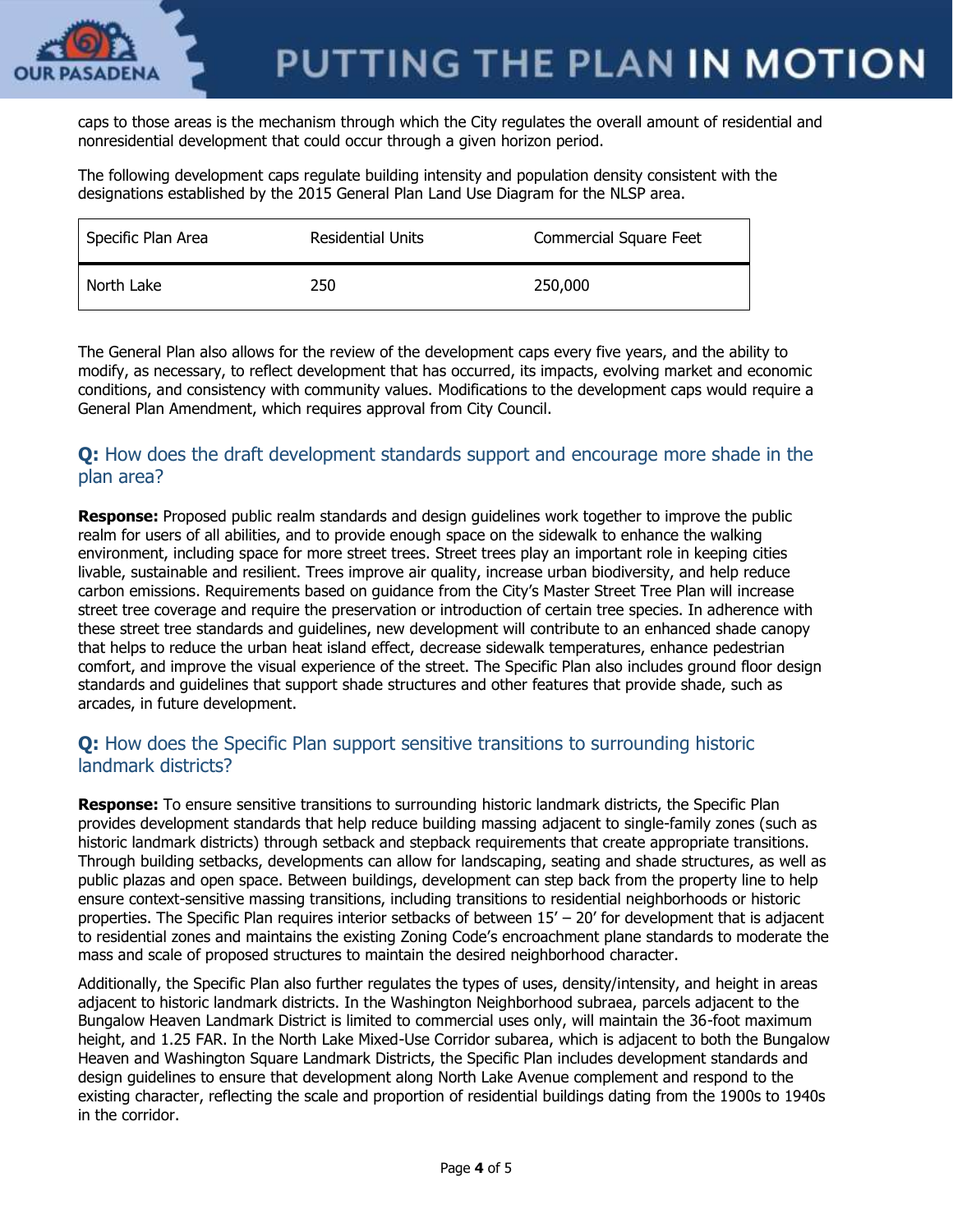caps to those areas is the mechanism through which the City regulates the overall amount of residential and nonresidential development that could occur through a given horizon period.

The following development caps regulate building intensity and population density consistent with the designations established by the 2015 General Plan Land Use Diagram for the NLSP area.

| Specific Plan Area | Residential Units | Commercial Square Feet |
|---|---|---|
| North Lake | 250 | 250,000 |

The General Plan also allows for the review of the development caps every five years, and the ability to modify, as necessary, to reflect development that has occurred, its impacts, evolving market and economic conditions, and consistency with community values. Modifications to the development caps would require a General Plan Amendment, which requires approval from City Council.

## **Q:** How does the draft development standards support and encourage more shade in the plan area?

**Response:** Proposed public realm standards and design guidelines work together to improve the public realm for users of all abilities, and to provide enough space on the sidewalk to enhance the walking environment, including space for more street trees. Street trees play an important role in keeping cities livable, sustainable and resilient. Trees improve air quality, increase urban biodiversity, and help reduce carbon emissions. Requirements based on guidance from the City's Master Street Tree Plan will increase street tree coverage and require the preservation or introduction of certain tree species. In adherence with these street tree standards and guidelines, new development will contribute to an enhanced shade canopy that helps to reduce the urban heat island effect, decrease sidewalk temperatures, enhance pedestrian comfort, and improve the visual experience of the street. The Specific Plan also includes ground floor design standards and guidelines that support shade structures and other features that provide shade, such as arcades, in future development.

## **Q:** How does the Specific Plan support sensitive transitions to surrounding historic landmark districts?

**Response:** To ensure sensitive transitions to surrounding historic landmark districts, the Specific Plan provides development standards that help reduce building massing adjacent to single-family zones (such as historic landmark districts) through setback and stepback requirements that create appropriate transitions. Through building setbacks, developments can allow for landscaping, seating and shade structures, as well as public plazas and open space. Between buildings, development can step back from the property line to help ensure context-sensitive massing transitions, including transitions to residential neighborhoods or historic properties. The Specific Plan requires interior setbacks of between 15' – 20' for development that is adjacent to residential zones and maintains the existing Zoning Code's encroachment plane standards to moderate the mass and scale of proposed structures to maintain the desired neighborhood character.

Additionally, the Specific Plan also further regulates the types of uses, density/intensity, and height in areas adjacent to historic landmark districts. In the Washington Neighborhood subraea, parcels adjacent to the Bungalow Heaven Landmark District is limited to commercial uses only, will maintain the 36-foot maximum height, and 1.25 FAR. In the North Lake Mixed-Use Corridor subarea, which is adjacent to both the Bungalow Heaven and Washington Square Landmark Districts, the Specific Plan includes development standards and design guidelines to ensure that development along North Lake Avenue complement and respond to the existing character, reflecting the scale and proportion of residential buildings dating from the 1900s to 1940s in the corridor.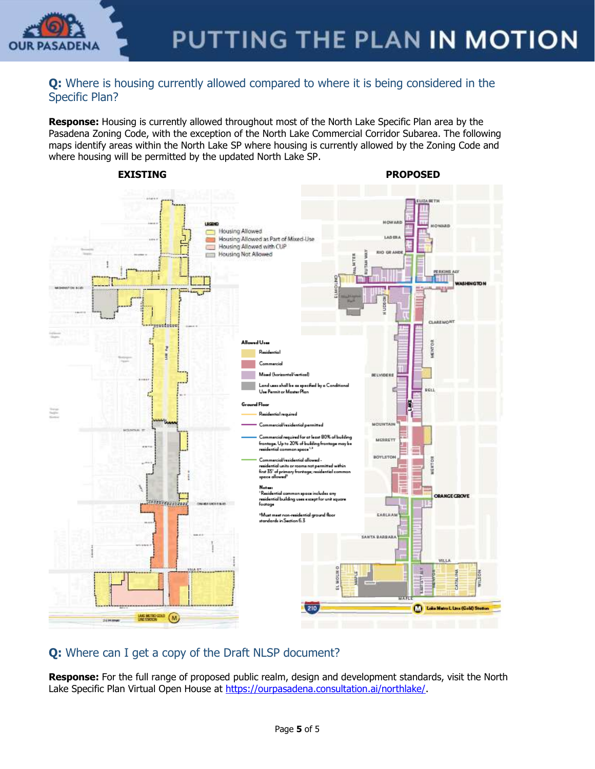## Q: Where is housing currently allowed compared to where it is being considered in the Specific Plan?

**Response:** Housing is currently allowed throughout most of the North Lake Specific Plan area by the Pasadena Zoning Code, with the exception of the North Lake Commercial Corridor Subarea. The following maps identify areas within the North Lake SP where housing is currently allowed by the Zoning Code and where housing will be permitted by the updated North Lake SP.

**EXISTING**

LEGEND
Housing Allowed
Housing Allowed as Part of Mixed-Use
Housing Allowed with CUP
Housing Not Allowed

**PROPOSED**

Allowed Uses
Residential
Commercial
Mixed (horizontal/vertical)
Land uses shall be as specified by a Conditional Use Permit or Master Plan

Ground Floor
Residential required
Commercial/residential permitted
Commercial required for at least 80% of building frontage. Up to 20% of building frontage may be residential common space[1,2]
Commercial/residential allowed - residential units or rooms not permitted within first 35' of primary frontage; residential common space allowed[2]

Notes:
[1]Residential common space includes any residential building uses except for unit square footage
[2]Must meet non-residential ground floor standards in Section 6.3

ELIZABETH
HOWARD
LADERA
RIO GRANDE
PERKINS ALY
WASHINGTON
EL MOLINO
PALMETTER
HUDSON
CLAREMONT
MENTOR
BELVIDERE
BELL
LAKE
MOUNTAIN
MERRETT
BOYLSTON
ORANGE GROVE
EARLHAM
SANTA BARBARA
VILLA
MAPLE
WILSON
CATALINA
210
Lake Metro L Line (Gold) Station

## Q: Where can I get a copy of the Draft NLSP document?

**Response:** For the full range of proposed public realm, design and development standards, visit the North Lake Specific Plan Virtual Open House at https://ourpasadena.consultation.ai/northlake/.